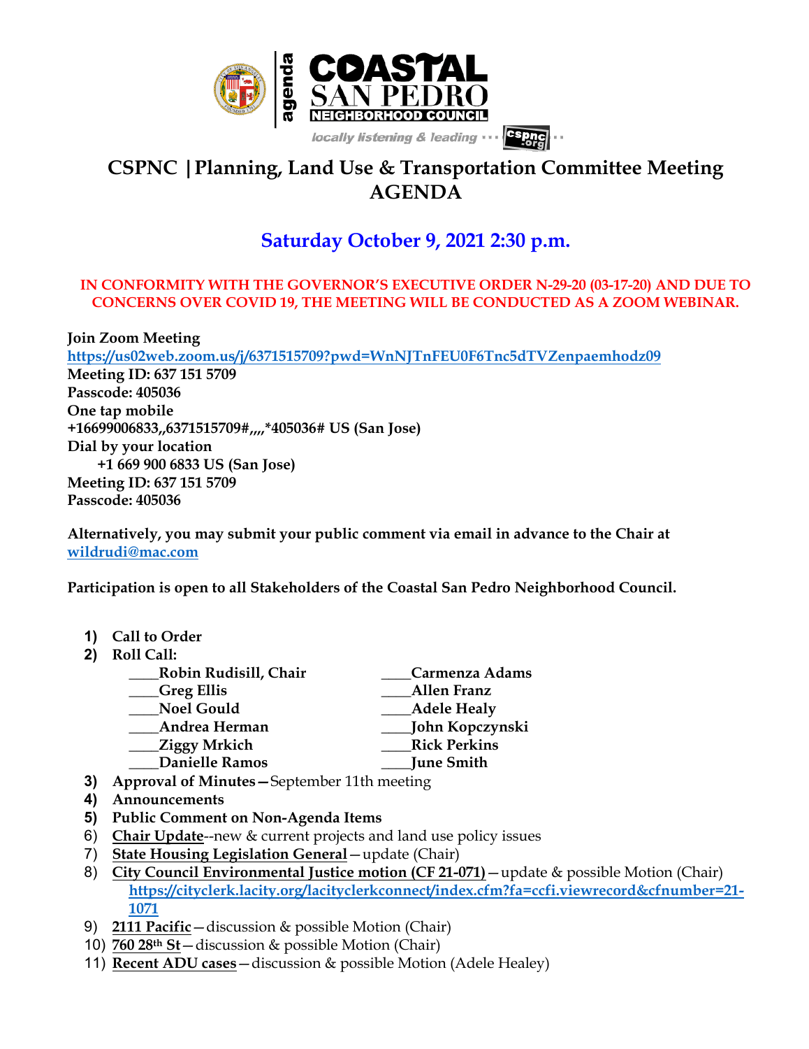agenda

**COASTAL SAN PEDRO NEIGHBORHOOD COUNCIL**

*locally listening & leading* ··· cspnc.org ··

# CSPNC |Planning, Land Use & Transportation Committee Meeting AGENDA

## Saturday October 9, 2021 2:30 p.m.

**IN CONFORMITY WITH THE GOVERNOR'S EXECUTIVE ORDER N-29-20 (03-17-20) AND DUE TO CONCERNS OVER COVID 19, THE MEETING WILL BE CONDUCTED AS A ZOOM WEBINAR.**

**Join Zoom Meeting**
https://us02web.zoom.us/j/6371515709?pwd=WnNJTnFEU0F6Tnc5dTVZenpaemhodz09
**Meeting ID: 637 151 5709**
**Passcode: 405036**
**One tap mobile**
**+16699006833,,6371515709#,,,,*405036# US (San Jose)**
**Dial by your location**
**+1 669 900 6833 US (San Jose)**
**Meeting ID: 637 151 5709**
**Passcode: 405036**

**Alternatively, you may submit your public comment via email in advance to the Chair at** wildrudi@mac.com

**Participation is open to all Stakeholders of the Coastal San Pedro Neighborhood Council.**

1) **Call to Order**
2) **Roll Call:**
   - ____Robin Rudisill, Chair
   - ____Greg Ellis
   - ____Noel Gould
   - ____Andrea Herman
   - ____Ziggy Mrkich
   - ____Danielle Ramos
   - ____Carmenza Adams
   - ____Allen Franz
   - ____Adele Healy
   - ____John Kopczynski
   - ____Rick Perkins
   - ____June Smith
3) **Approval of Minutes**—September 11th meeting
4) **Announcements**
5) **Public Comment on Non-Agenda Items**
6) **Chair Update**--new & current projects and land use policy issues
7) **State Housing Legislation General**—update (Chair)
8) **City Council Environmental Justice motion (CF 21-071)**—update & possible Motion (Chair) https://cityclerk.lacity.org/lacityclerkconnect/index.cfm?fa=ccfi.viewrecord&cfnumber=21-1071
9) **2111 Pacific**—discussion & possible Motion (Chair)
10) **760 28th St**—discussion & possible Motion (Chair)
11) **Recent ADU cases**—discussion & possible Motion (Adele Healey)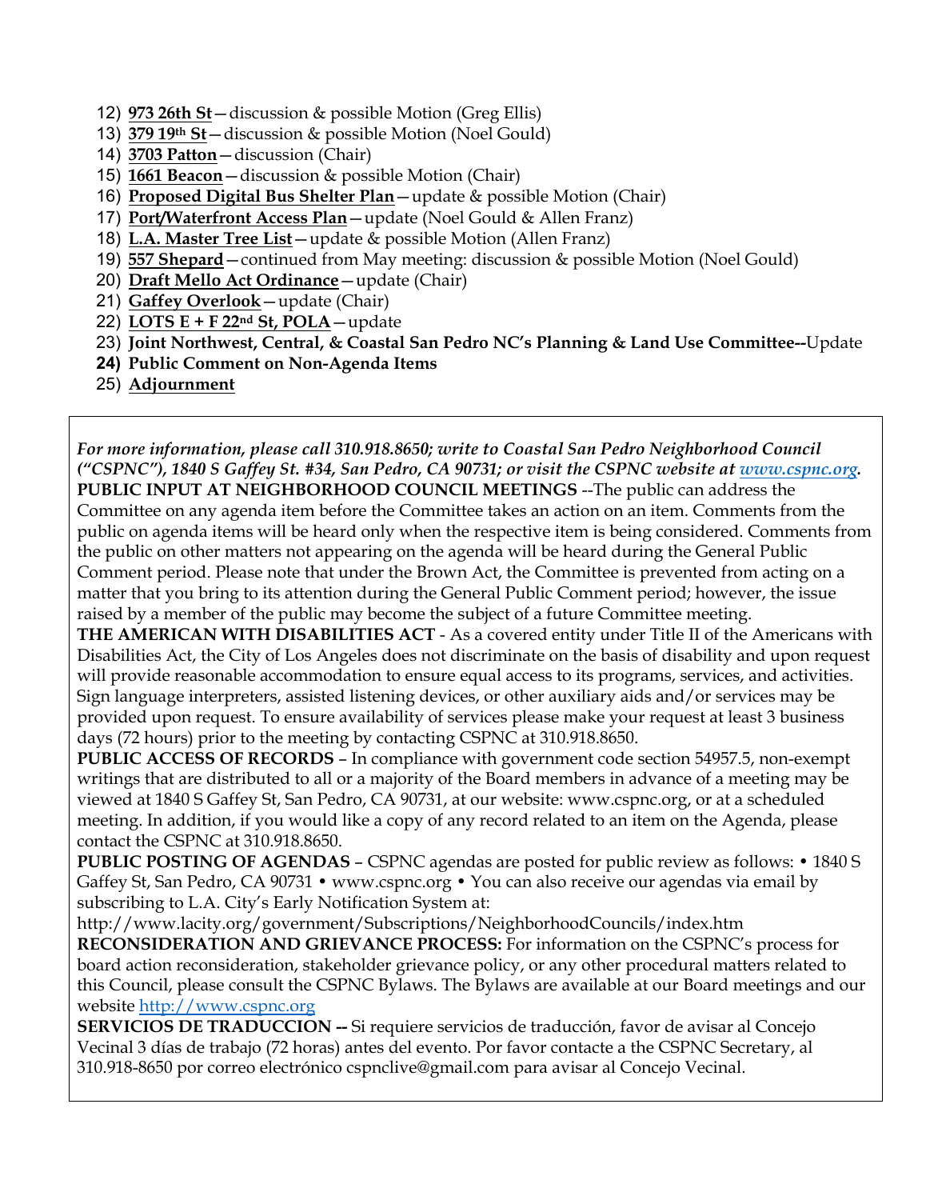12) **973 26th St**—discussion & possible Motion (Greg Ellis)
13) **379 19th St**—discussion & possible Motion (Noel Gould)
14) **3703 Patton**—discussion (Chair)
15) **1661 Beacon**—discussion & possible Motion (Chair)
16) **Proposed Digital Bus Shelter Plan**—update & possible Motion (Chair)
17) **Port/Waterfront Access Plan**—update (Noel Gould & Allen Franz)
18) **L.A. Master Tree List**—update & possible Motion (Allen Franz)
19) **557 Shepard**—continued from May meeting: discussion & possible Motion (Noel Gould)
20) **Draft Mello Act Ordinance**—update (Chair)
21) **Gaffey Overlook**—update (Chair)
22) **LOTS E + F 22nd St, POLA**—update
23) **Joint Northwest, Central, & Coastal San Pedro NC's Planning & Land Use Committee--**Update
24) **Public Comment on Non-Agenda Items**
25) **Adjournment**

***For more information, please call 310.918.8650; write to Coastal San Pedro Neighborhood Council ("CSPNC"), 1840 S Gaffey St. #34, San Pedro, CA 90731; or visit the CSPNC website at www.cspnc.org.***

**PUBLIC INPUT AT NEIGHBORHOOD COUNCIL MEETINGS** --The public can address the Committee on any agenda item before the Committee takes an action on an item. Comments from the public on agenda items will be heard only when the respective item is being considered. Comments from the public on other matters not appearing on the agenda will be heard during the General Public Comment period. Please note that under the Brown Act, the Committee is prevented from acting on a matter that you bring to its attention during the General Public Comment period; however, the issue raised by a member of the public may become the subject of a future Committee meeting.

**THE AMERICAN WITH DISABILITIES ACT** - As a covered entity under Title II of the Americans with Disabilities Act, the City of Los Angeles does not discriminate on the basis of disability and upon request will provide reasonable accommodation to ensure equal access to its programs, services, and activities. Sign language interpreters, assisted listening devices, or other auxiliary aids and/or services may be provided upon request. To ensure availability of services please make your request at least 3 business days (72 hours) prior to the meeting by contacting CSPNC at 310.918.8650.

**PUBLIC ACCESS OF RECORDS** – In compliance with government code section 54957.5, non-exempt writings that are distributed to all or a majority of the Board members in advance of a meeting may be viewed at 1840 S Gaffey St, San Pedro, CA 90731, at our website: www.cspnc.org, or at a scheduled meeting. In addition, if you would like a copy of any record related to an item on the Agenda, please contact the CSPNC at 310.918.8650.

**PUBLIC POSTING OF AGENDAS** – CSPNC agendas are posted for public review as follows: • 1840 S Gaffey St, San Pedro, CA 90731 • www.cspnc.org • You can also receive our agendas via email by subscribing to L.A. City's Early Notification System at:
http://www.lacity.org/government/Subscriptions/NeighborhoodCouncils/index.htm

**RECONSIDERATION AND GRIEVANCE PROCESS:** For information on the CSPNC's process for board action reconsideration, stakeholder grievance policy, or any other procedural matters related to this Council, please consult the CSPNC Bylaws. The Bylaws are available at our Board meetings and our website http://www.cspnc.org

**SERVICIOS DE TRADUCCION --** Si requiere servicios de traducción, favor de avisar al Concejo Vecinal 3 días de trabajo (72 horas) antes del evento. Por favor contacte a the CSPNC Secretary, al 310.918-8650 por correo electrónico cspnclive@gmail.com para avisar al Concejo Vecinal.